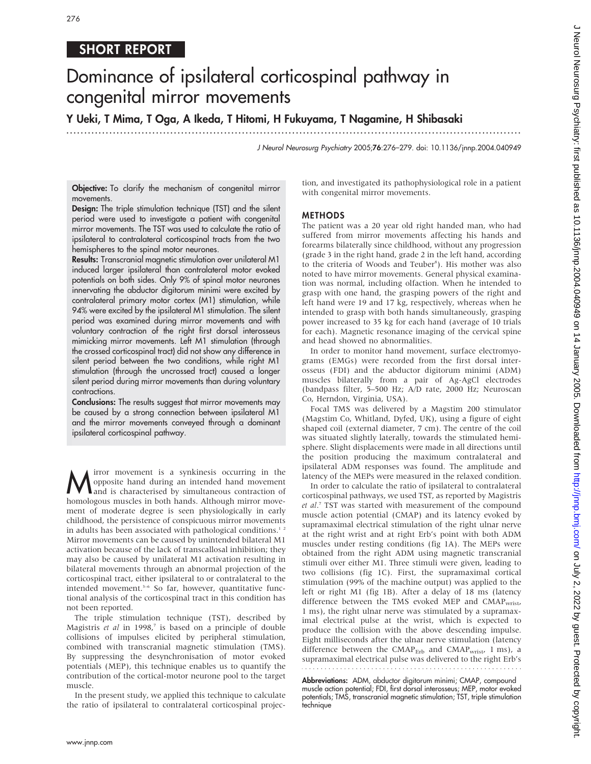SHORT REPORT

# Dominance of ipsilateral corticospinal pathway in congenital mirror movements

**Y Ueki, T Mima, T Oga, A Ikeda, T Hitomi, H Fukuyama, T Nagamine, H Shibasaki**

**Objective:** To clarify the mechanism of congenital mirror movements.

**Design:** The triple stimulation technique (TST) and the silent period were used to investigate a patient with congenital mirror movements. The TST was used to calculate the ratio of ipsilateral to contralateral corticospinal tracts from the two hemispheres to the spinal motor neurones.

**Results:** Transcranial magnetic stimulation over unilateral M1 induced larger ipsilateral than contralateral motor evoked potentials on both sides. Only 9% of spinal motor neurones innervating the abductor digitorum minimi were excited by contralateral primary motor cortex (M1) stimulation, while 94% were excited by the ipsilateral M1 stimulation. The silent period was examined during mirror movements and with voluntary contraction of the right first dorsal interosseus mimicking mirror movements. Left M1 stimulation (through the crossed corticospinal tract) did not show any difference in silent period between the two conditions, while right M1 stimulation (through the uncrossed tract) caused a longer silent period during mirror movements than during voluntary contractions.

**Conclusions:** The results suggest that mirror movements may be caused by a strong connection between ipsilateral M1 and the mirror movements conveyed through a dominant ipsilateral corticospinal pathway.

Mirror movement is a synkinesis occurring in the opposite hand during an intended hand movement and is characterised by simultaneous contraction of homologous muscles in both hands. Although mirror movement of moderate degree is seen physiologically in early childhood, the persistence of conspicuous mirror movements in adults has been associated with pathological conditions.[1 2] Mirror movements can be caused by unintended bilateral M1 activation because of the lack of transcallosal inhibition; they may also be caused by unilateral M1 activation resulting in bilateral movements through an abnormal projection of the corticospinal tract, either ipsilateral to or contralateral to the intended movement.[3–6] So far, however, quantitative functional analysis of the corticospinal tract in this condition has not been reported.

The triple stimulation technique (TST), described by Magistris *et al* in 1998,[7] is based on a principle of double collisions of impulses elicited by peripheral stimulation, combined with transcranial magnetic stimulation (TMS). By suppressing the desynchronisation of motor evoked potentials (MEP), this technique enables us to quantify the contribution of the cortical-motor neurone pool to the target muscle.

In the present study, we applied this technique to calculate the ratio of ipsilateral to contralateral corticospinal projection, and investigated its pathophysiological role in a patient with congenital mirror movements.

## METHODS

The patient was a 20 year old right handed man, who had suffered from mirror movements affecting his hands and forearms bilaterally since childhood, without any progression (grade 3 in the right hand, grade 2 in the left hand, according to the criteria of Woods and Teuber[8]). His mother was also noted to have mirror movements. General physical examination was normal, including olfaction. When he intended to grasp with one hand, the grasping powers of the right and left hand were 19 and 17 kg, respectively, whereas when he intended to grasp with both hands simultaneously, grasping power increased to 35 kg for each hand (average of 10 trials for each). Magnetic resonance imaging of the cervical spine and head showed no abnormalities.

In order to monitor hand movement, surface electromyograms (EMGs) were recorded from the first dorsal interosseus (FDI) and the abductor digitorum minimi (ADM) muscles bilaterally from a pair of Ag-AgCl electrodes (bandpass filter, 5–500 Hz; A/D rate, 2000 Hz; Neuroscan Co, Herndon, Virginia, USA).

Focal TMS was delivered by a Magstim 200 stimulator (Magstim Co, Whitland, Dyfed, UK), using a figure of eight shaped coil (external diameter, 7 cm). The centre of the coil was situated slightly laterally, towards the stimulated hemisphere. Slight displacements were made in all directions until the position producing the maximum contralateral and ipsilateral ADM responses was found. The amplitude and latency of the MEPs were measured in the relaxed condition.

In order to calculate the ratio of ipsilateral to contralateral corticospinal pathways, we used TST, as reported by Magistris *et al*.[7] TST was started with measurement of the compound muscle action potential (CMAP) and its latency evoked by supramaximal electrical stimulation of the right ulnar nerve at the right wrist and at right Erb's point with both ADM muscles under resting conditions (fig 1A). The MEPs were obtained from the right ADM using magnetic transcranial stimuli over either M1. Three stimuli were given, leading to two collisions (fig 1C). First, the supramaximal cortical stimulation (99% of the machine output) was applied to the left or right M1 (fig 1B). After a delay of 18 ms (latency difference between the TMS evoked MEP and $CMAP_{wrist}$, 1 ms), the right ulnar nerve was stimulated by a supramaximal electrical pulse at the wrist, which is expected to produce the collision with the above descending impulse. Eight milliseconds after the ulnar nerve stimulation (latency difference between the $CMAP_{Erb}$ and $CMAP_{wrist}$, 1 ms), a supramaximal electrical pulse was delivered to the right Erb's

**Abbreviations:** ADM, abductor digitorum minimi; CMAP, compound muscle action potential; FDI, first dorsal interosseus; MEP, motor evoked potentials; TMS, transcranial magnetic stimulation; TST, triple stimulation technique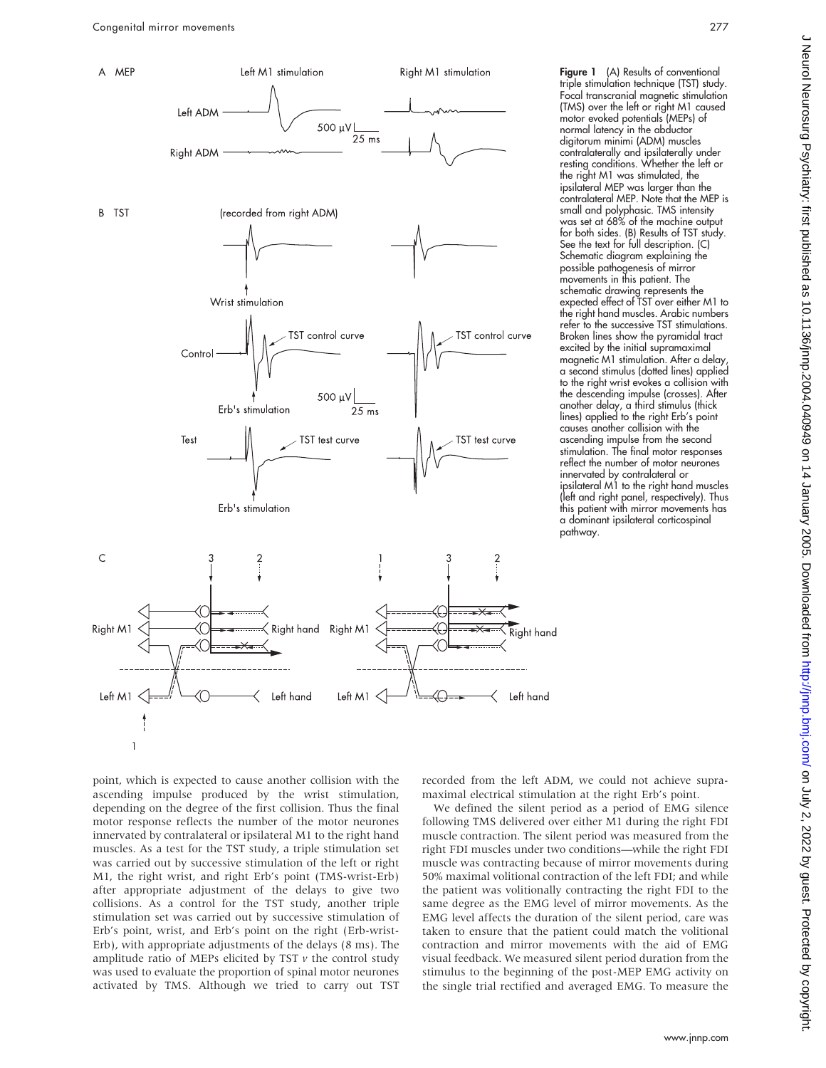Figure 1 (A) Results of conventional triple stimulation technique (TST) study. Focal transcranial magnetic stimulation (TMS) over the left or right M1 caused motor evoked potentials (MEPs) of normal latency in the abductor digitorum minimi (ADM) muscles contralaterally and ipsilaterally under resting conditions. Whether the left or the right M1 was stimulated, the ipsilateral MEP was larger than the contralateral MEP. Note that the MEP is small and polyphasic. TMS intensity was set at 68% of the machine output for both sides. (B) Results of TST study. See the text for full description. (C) Schematic diagram explaining the possible pathogenesis of mirror movements in this patient. The schematic drawing represents the expected effect of TST over either M1 to the right hand muscles. Arabic numbers refer to the successive TST stimulations. Broken lines show the pyramidal tract excited by the initial supramaximal magnetic M1 stimulation. After a delay, a second stimulus (dotted lines) applied to the right wrist evokes a collision with the descending impulse (crosses). After another delay, a third stimulus (thick lines) applied to the right Erb's point causes another collision with the ascending impulse from the second stimulation. The final motor responses reflect the number of motor neurones innervated by contralateral or ipsilateral M1 to the right hand muscles (left and right panel, respectively). Thus this patient with mirror movements has a dominant ipsilateral corticospinal pathway.

point, which is expected to cause another collision with the ascending impulse produced by the wrist stimulation, depending on the degree of the first collision. Thus the final motor response reflects the number of the motor neurones innervated by contralateral or ipsilateral M1 to the right hand muscles. As a test for the TST study, a triple stimulation set was carried out by successive stimulation of the left or right M1, the right wrist, and right Erb's point (TMS-wrist-Erb) after appropriate adjustment of the delays to give two collisions. As a control for the TST study, another triple stimulation set was carried out by successive stimulation of Erb's point, wrist, and Erb's point on the right (Erb-wrist-Erb), with appropriate adjustments of the delays (8 ms). The amplitude ratio of MEPs elicited by TST *v* the control study was used to evaluate the proportion of spinal motor neurones activated by TMS. Although we tried to carry out TST recorded from the left ADM, we could not achieve supramaximal electrical stimulation at the right Erb's point.

We defined the silent period as a period of EMG silence following TMS delivered over either M1 during the right FDI muscle contraction. The silent period was measured from the right FDI muscles under two conditions—while the right FDI muscle was contracting because of mirror movements during 50% maximal volitional contraction of the left FDI; and while the patient was volitionally contracting the right FDI to the same degree as the EMG level of mirror movements. As the EMG level affects the duration of the silent period, care was taken to ensure that the patient could match the volitional contraction and mirror movements with the aid of EMG visual feedback. We measured silent period duration from the stimulus to the beginning of the post-MEP EMG activity on the single trial rectified and averaged EMG. To measure the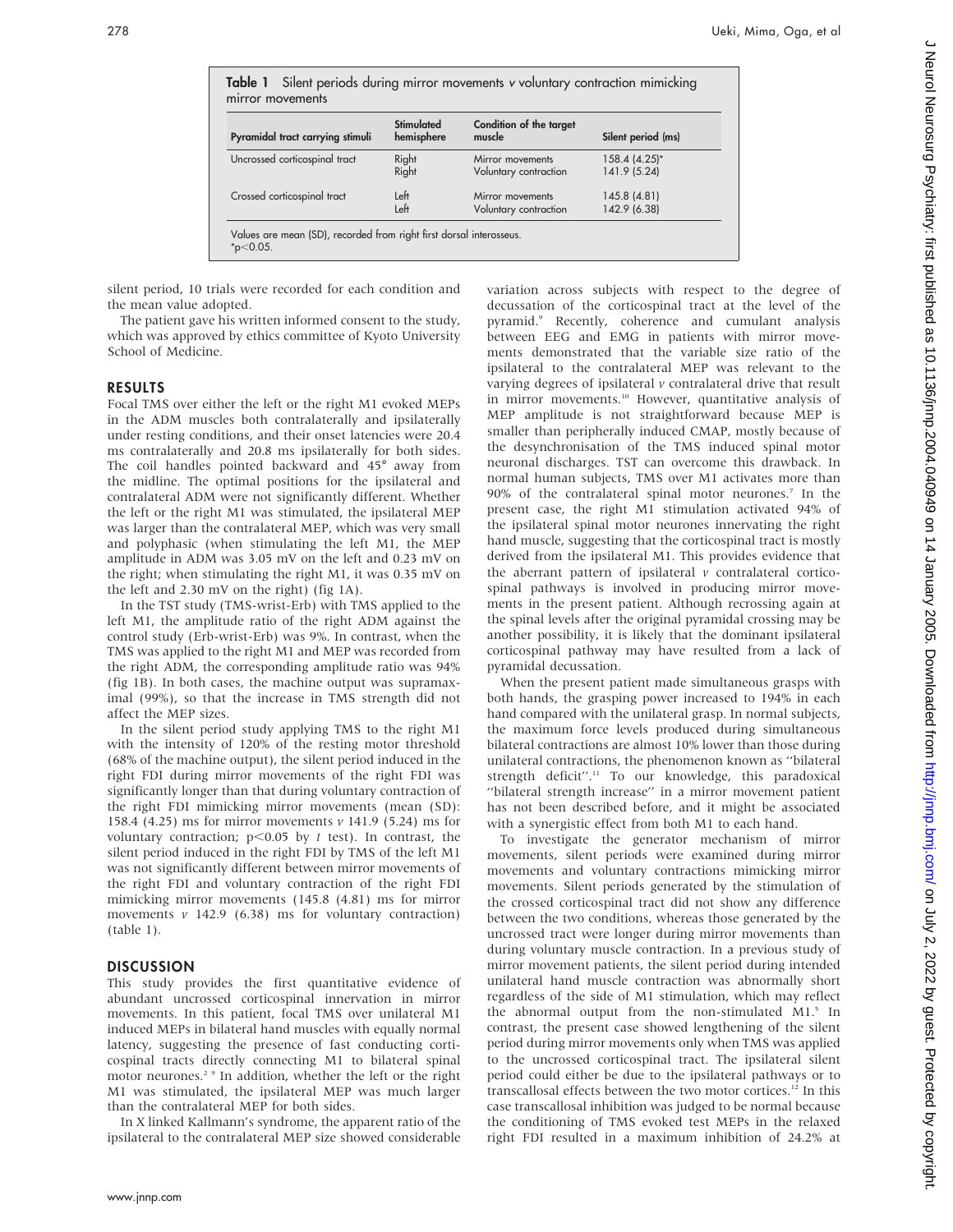**Table 1** Silent periods during mirror movements *v* voluntary contraction mimicking mirror movements

| Pyramidal tract carrying stimuli | Stimulated hemisphere | Condition of the target muscle | Silent period (ms) |
|---|---|---|---|
| Uncrossed corticospinal tract | Right | Mirror movements | 158.4 (4.25)* |
| | Right | Voluntary contraction | 141.9 (5.24) |
| Crossed corticospinal tract | Left | Mirror movements | 145.8 (4.81) |
| | Left | Voluntary contraction | 142.9 (6.38) |

Values are mean (SD), recorded from right first dorsal interosseus.
*$p<0.05$.

silent period, 10 trials were recorded for each condition and the mean value adopted.

The patient gave his written informed consent to the study, which was approved by ethics committee of Kyoto University School of Medicine.

## RESULTS

Focal TMS over either the left or the right M1 evoked MEPs in the ADM muscles both contralaterally and ipsilaterally under resting conditions, and their onset latencies were 20.4 ms contralaterally and 20.8 ms ipsilaterally for both sides. The coil handles pointed backward and 45° away from the midline. The optimal positions for the ipsilateral and contralateral ADM were not significantly different. Whether the left or the right M1 was stimulated, the ipsilateral MEP was larger than the contralateral MEP, which was very small and polyphasic (when stimulating the left M1, the MEP amplitude in ADM was 3.05 mV on the left and 0.23 mV on the right; when stimulating the right M1, it was 0.35 mV on the left and 2.30 mV on the right) (fig 1A).

In the TST study (TMS-wrist-Erb) with TMS applied to the left M1, the amplitude ratio of the right ADM against the control study (Erb-wrist-Erb) was 9%. In contrast, when the TMS was applied to the right M1 and MEP was recorded from the right ADM, the corresponding amplitude ratio was 94% (fig 1B). In both cases, the machine output was supramaximal (99%), so that the increase in TMS strength did not affect the MEP sizes.

In the silent period study applying TMS to the right M1 with the intensity of 120% of the resting motor threshold (68% of the machine output), the silent period induced in the right FDI during mirror movements of the right FDI was significantly longer than that during voluntary contraction of the right FDI mimicking mirror movements (mean (SD): 158.4 (4.25) ms for mirror movements *v* 141.9 (5.24) ms for voluntary contraction; $p<0.05$ by *t* test). In contrast, the silent period induced in the right FDI by TMS of the left M1 was not significantly different between mirror movements of the right FDI and voluntary contraction of the right FDI mimicking mirror movements (145.8 (4.81) ms for mirror movements *v* 142.9 (6.38) ms for voluntary contraction) (table 1).

## DISCUSSION

This study provides the first quantitative evidence of abundant uncrossed corticospinal innervation in mirror movements. In this patient, focal TMS over unilateral M1 induced MEPs in bilateral hand muscles with equally normal latency, suggesting the presence of fast conducting corticospinal tracts directly connecting M1 to bilateral spinal motor neurones.[2 9] In addition, whether the left or the right M1 was stimulated, the ipsilateral MEP was much larger than the contralateral MEP for both sides.

In X linked Kallmann's syndrome, the apparent ratio of the ipsilateral to the contralateral MEP size showed considerable variation across subjects with respect to the degree of decussation of the corticospinal tract at the level of the pyramid.[9] Recently, coherence and cumulant analysis between EEG and EMG in patients with mirror movements demonstrated that the variable size ratio of the ipsilateral to the contralateral MEP was relevant to the varying degrees of ipsilateral *v* contralateral drive that result in mirror movements.[10] However, quantitative analysis of MEP amplitude is not straightforward because MEP is smaller than peripherally induced CMAP, mostly because of the desynchronisation of the TMS induced spinal motor neuronal discharges. TST can overcome this drawback. In normal human subjects, TMS over M1 activates more than 90% of the contralateral spinal motor neurones.[7] In the present case, the right M1 stimulation activated 94% of the ipsilateral spinal motor neurones innervating the right hand muscle, suggesting that the corticospinal tract is mostly derived from the ipsilateral M1. This provides evidence that the aberrant pattern of ipsilateral *v* contralateral corticospinal pathways is involved in producing mirror movements in the present patient. Although recrossing again at the spinal levels after the original pyramidal crossing may be another possibility, it is likely that the dominant ipsilateral corticospinal pathway may have resulted from a lack of pyramidal decussation.

When the present patient made simultaneous grasps with both hands, the grasping power increased to 194% in each hand compared with the unilateral grasp. In normal subjects, the maximum force levels produced during simultaneous bilateral contractions are almost 10% lower than those during unilateral contractions, the phenomenon known as "bilateral strength deficit".[11] To our knowledge, this paradoxical "bilateral strength increase" in a mirror movement patient has not been described before, and it might be associated with a synergistic effect from both M1 to each hand.

To investigate the generator mechanism of mirror movements, silent periods were examined during mirror movements and voluntary contractions mimicking mirror movements. Silent periods generated by the stimulation of the crossed corticospinal tract did not show any difference between the two conditions, whereas those generated by the uncrossed tract were longer during mirror movements than during voluntary muscle contraction. In a previous study of mirror movement patients, the silent period during intended unilateral hand muscle contraction was abnormally short regardless of the side of M1 stimulation, which may reflect the abnormal output from the non-stimulated M1.[5] In contrast, the present case showed lengthening of the silent period during mirror movements only when TMS was applied to the uncrossed corticospinal tract. The ipsilateral silent period could either be due to the ipsilateral pathways or to transcallosal effects between the two motor cortices.[12] In this case transcallosal inhibition was judged to be normal because the conditioning of TMS evoked test MEPs in the relaxed right FDI resulted in a maximum inhibition of 24.2% at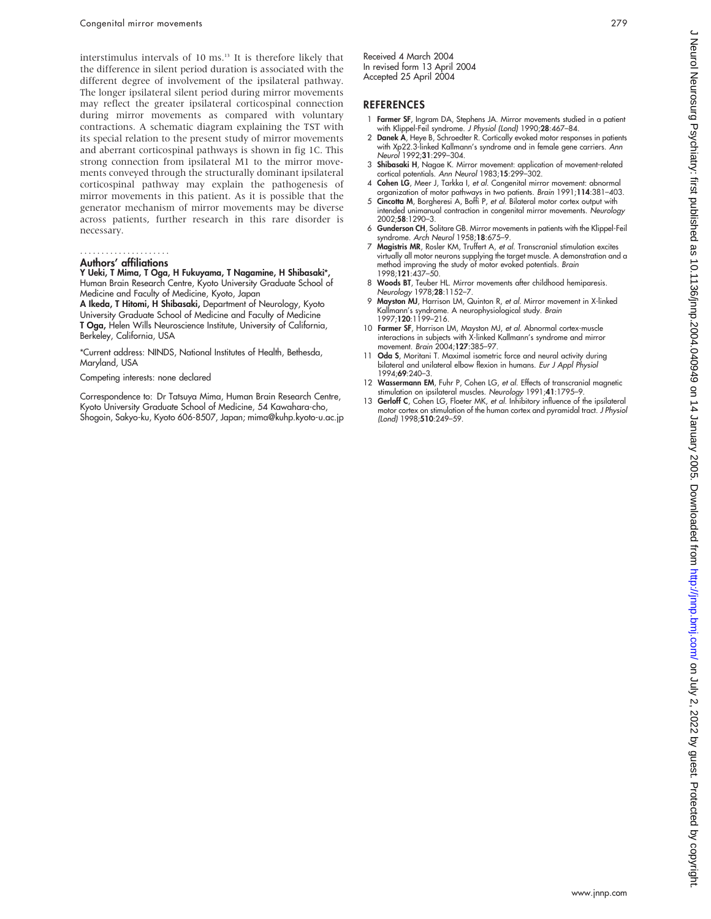interstimulus intervals of 10 ms.[13] It is therefore likely that the difference in silent period duration is associated with the different degree of involvement of the ipsilateral pathway. The longer ipsilateral silent period during mirror movements may reflect the greater ipsilateral corticospinal connection during mirror movements as compared with voluntary contractions. A schematic diagram explaining the TST with its special relation to the present study of mirror movements and aberrant corticospinal pathways is shown in fig 1C. This strong connection from ipsilateral M1 to the mirror movements conveyed through the structurally dominant ipsilateral corticospinal pathway may explain the pathogenesis of mirror movements in this patient. As it is possible that the generator mechanism of mirror movements may be diverse across patients, further research in this rare disorder is necessary.

### Authors' affiliations

**Y Ueki, T Mima, T Oga, H Fukuyama, T Nagamine, H Shibasaki\*,** Human Brain Research Centre, Kyoto University Graduate School of Medicine and Faculty of Medicine, Kyoto, Japan

**A Ikeda, T Hitomi, H Shibasaki,** Department of Neurology, Kyoto University Graduate School of Medicine and Faculty of Medicine

**T Oga,** Helen Wills Neuroscience Institute, University of California, Berkeley, California, USA

\*Current address: NINDS, National Institutes of Health, Bethesda, Maryland, USA

Competing interests: none declared

Correspondence to: Dr Tatsuya Mima, Human Brain Research Centre, Kyoto University Graduate School of Medicine, 54 Kawahara-cho, Shogoin, Sakyo-ku, Kyoto 606-8507, Japan; mima@kuhp.kyoto-u.ac.jp

Received 4 March 2004
In revised form 13 April 2004
Accepted 25 April 2004

## REFERENCES

1. **Farmer SF**, Ingram DA, Stephens JA. Mirror movements studied in a patient with Klippel-Feil syndrome. *J Physiol (Lond)* 1990;**28**:467–84.
2. **Danek A**, Heye B, Schroedter R. Cortically evoked motor responses in patients with Xp22.3-linked Kallmann's syndrome and in female gene carriers. *Ann Neurol* 1992;**31**:299–304.
3. **Shibasaki H**, Nagae K. Mirror movement: application of movement-related cortical potentials. *Ann Neurol* 1983;**15**:299–302.
4. **Cohen LG**, Meer J, Tarkka I, *et al*. Congenital mirror movement: abnormal organization of motor pathways in two patients. *Brain* 1991;**114**:381–403.
5. **Cincotta M**, Borgheresi A, Boffi P, *et al*. Bilateral motor cortex output with intended unimanual contraction in congenital mirror movements. *Neurology* 2002;**58**:1290–3.
6. **Gunderson CH**, Solitare GB. Mirror movements in patients with the Klippel-Feil syndrome. *Arch Neurol* 1958;**18**:675–9.
7. **Magistris MR**, Rosler KM, Truffert A, *et al*. Transcranial stimulation excites virtually all motor neurons supplying the target muscle. A demonstration and a method improving the study of motor evoked potentials. *Brain* 1998;**121**:437–50.
8. **Woods BT**, Teuber HL. Mirror movements after childhood hemiparesis. *Neurology* 1978;**28**:1152–7.
9. **Mayston MJ**, Harrison LM, Quinton R, *et al*. Mirror movement in X-linked Kallmann's syndrome. A neurophysiological study. *Brain* 1997;**120**:1199–216.
10. **Farmer SF**, Harrison LM, Mayston MJ, *et al*. Abnormal cortex-muscle interactions in subjects with X-linked Kallmann's syndrome and mirror movement. *Brain* 2004;**127**:385–97.
11. **Oda S**, Moritani T. Maximal isometric force and neural activity during bilateral and unilateral elbow flexion in humans. *Eur J Appl Physiol* 1994;**69**:240–3.
12. **Wassermann EM**, Fuhr P, Cohen LG, *et al*. Effects of transcranial magnetic stimulation on ipsilateral muscles. *Neurology* 1991;**41**:1795–9.
13. **Gerloff C**, Cohen LG, Floeter MK, *et al*. Inhibitory influence of the ipsilateral motor cortex on stimulation of the human cortex and pyramidal tract. *J Physiol (Lond)* 1998;**510**:249–59.